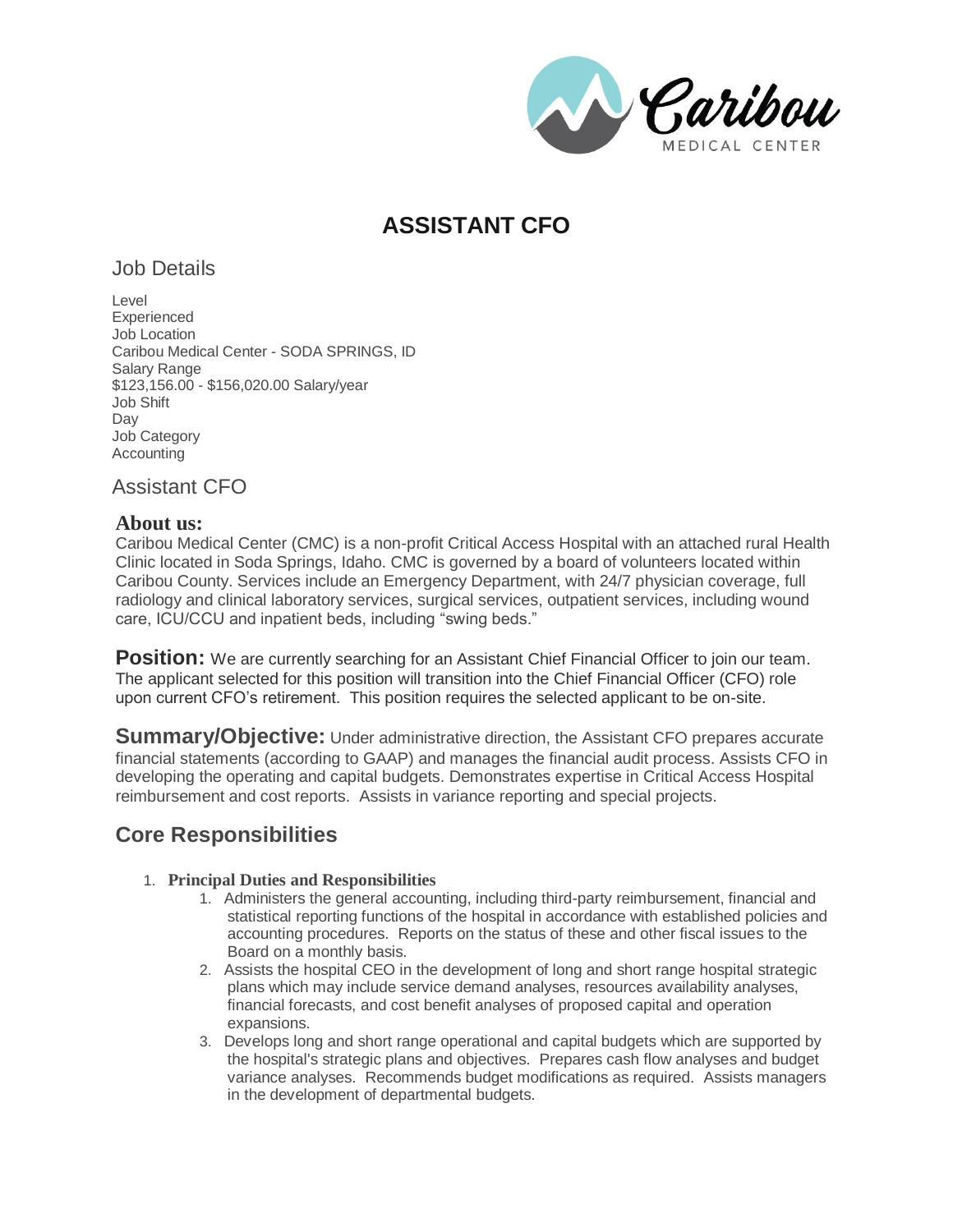# ASSISTANT CFO

## Job Details

Level
Experienced
Job Location
Caribou Medical Center - SODA SPRINGS, ID
Salary Range
$123,156.00 - $156,020.00 Salary/year
Job Shift
Day
Job Category
Accounting

## Assistant CFO

### About us:

Caribou Medical Center (CMC) is a non-profit Critical Access Hospital with an attached rural Health Clinic located in Soda Springs, Idaho. CMC is governed by a board of volunteers located within Caribou County. Services include an Emergency Department, with 24/7 physician coverage, full radiology and clinical laboratory services, surgical services, outpatient services, including wound care, ICU/CCU and inpatient beds, including "swing beds."

**Position:** We are currently searching for an Assistant Chief Financial Officer to join our team. The applicant selected for this position will transition into the Chief Financial Officer (CFO) role upon current CFO's retirement. This position requires the selected applicant to be on-site.

**Summary/Objective:** Under administrative direction, the Assistant CFO prepares accurate financial statements (according to GAAP) and manages the financial audit process. Assists CFO in developing the operating and capital budgets. Demonstrates expertise in Critical Access Hospital reimbursement and cost reports. Assists in variance reporting and special projects.

## Core Responsibilities

1. **Principal Duties and Responsibilities**
   1. Administers the general accounting, including third-party reimbursement, financial and statistical reporting functions of the hospital in accordance with established policies and accounting procedures. Reports on the status of these and other fiscal issues to the Board on a monthly basis.
   2. Assists the hospital CEO in the development of long and short range hospital strategic plans which may include service demand analyses, resources availability analyses, financial forecasts, and cost benefit analyses of proposed capital and operation expansions.
   3. Develops long and short range operational and capital budgets which are supported by the hospital's strategic plans and objectives. Prepares cash flow analyses and budget variance analyses. Recommends budget modifications as required. Assists managers in the development of departmental budgets.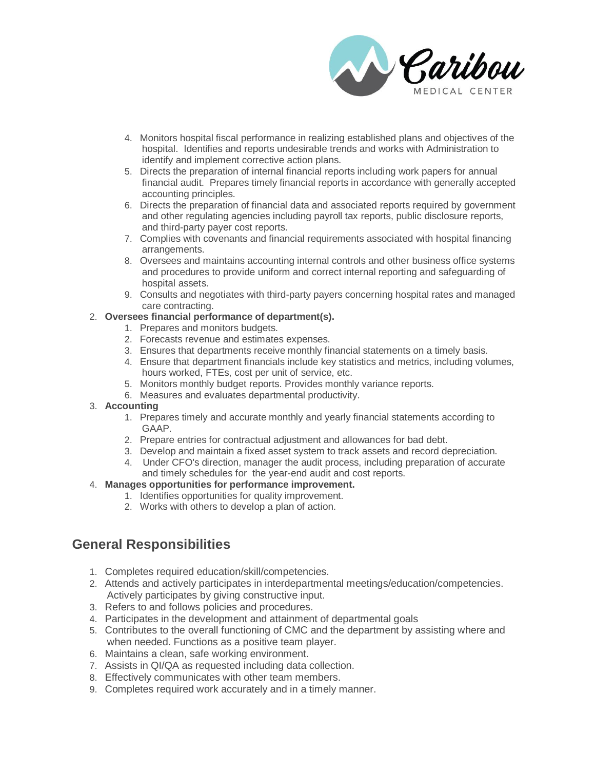4. Monitors hospital fiscal performance in realizing established plans and objectives of the hospital. Identifies and reports undesirable trends and works with Administration to identify and implement corrective action plans.
   5. Directs the preparation of internal financial reports including work papers for annual financial audit. Prepares timely financial reports in accordance with generally accepted accounting principles.
   6. Directs the preparation of financial data and associated reports required by government and other regulating agencies including payroll tax reports, public disclosure reports, and third-party payer cost reports.
   7. Complies with covenants and financial requirements associated with hospital financing arrangements.
   8. Oversees and maintains accounting internal controls and other business office systems and procedures to provide uniform and correct internal reporting and safeguarding of hospital assets.
   9. Consults and negotiates with third-party payers concerning hospital rates and managed care contracting.

2. **Oversees financial performance of department(s).**
   1. Prepares and monitors budgets.
   2. Forecasts revenue and estimates expenses.
   3. Ensures that departments receive monthly financial statements on a timely basis.
   4. Ensure that department financials include key statistics and metrics, including volumes, hours worked, FTEs, cost per unit of service, etc.
   5. Monitors monthly budget reports. Provides monthly variance reports.
   6. Measures and evaluates departmental productivity.
3. **Accounting**
   1. Prepares timely and accurate monthly and yearly financial statements according to GAAP.
   2. Prepare entries for contractual adjustment and allowances for bad debt.
   3. Develop and maintain a fixed asset system to track assets and record depreciation.
   4. Under CFO's direction, manager the audit process, including preparation of accurate and timely schedules for the year-end audit and cost reports.
4. **Manages opportunities for performance improvement.**
   1. Identifies opportunities for quality improvement.
   2. Works with others to develop a plan of action.

## General Responsibilities

1. Completes required education/skill/competencies.
2. Attends and actively participates in interdepartmental meetings/education/competencies. Actively participates by giving constructive input.
3. Refers to and follows policies and procedures.
4. Participates in the development and attainment of departmental goals
5. Contributes to the overall functioning of CMC and the department by assisting where and when needed. Functions as a positive team player.
6. Maintains a clean, safe working environment.
7. Assists in QI/QA as requested including data collection.
8. Effectively communicates with other team members.
9. Completes required work accurately and in a timely manner.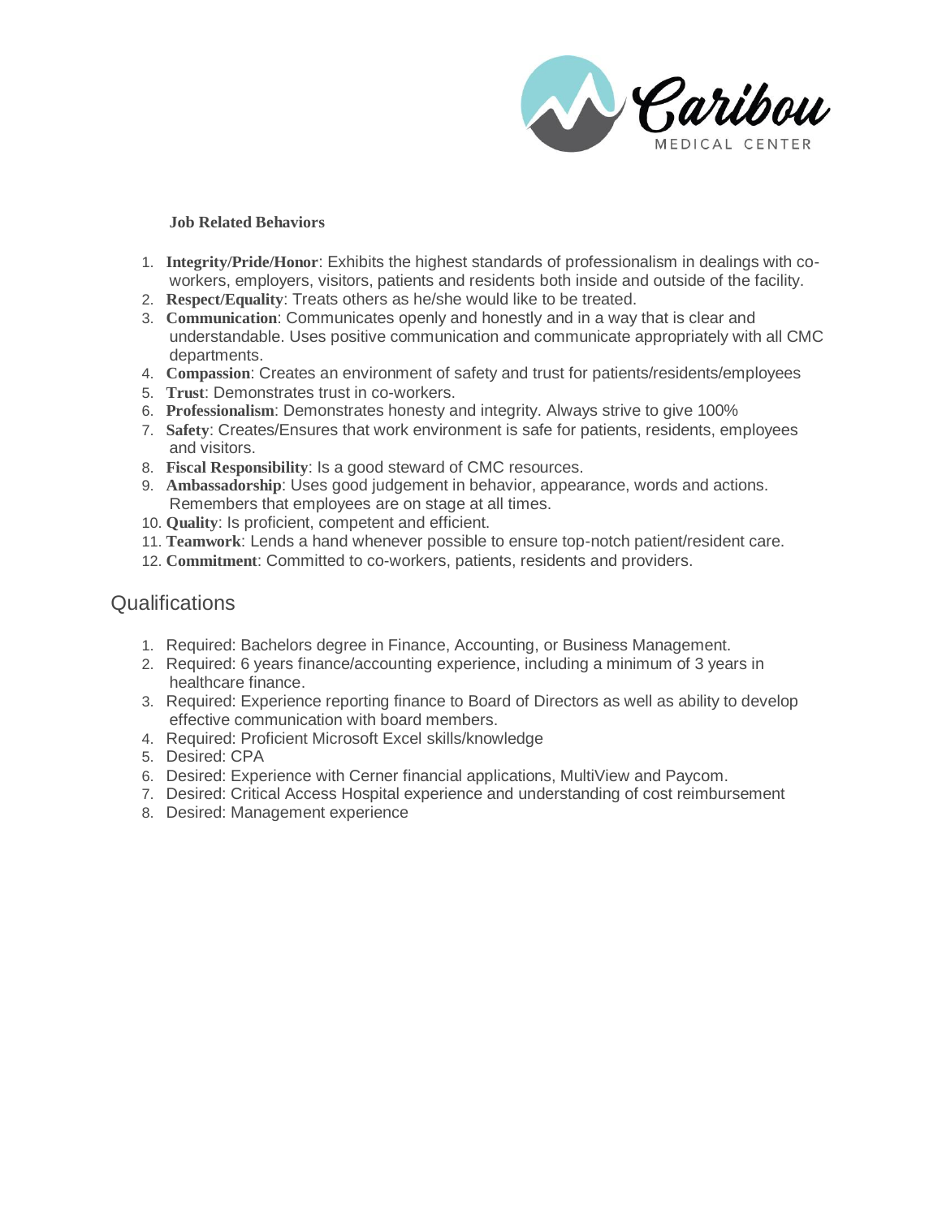**Job Related Behaviors**

1. **Integrity/Pride/Honor**: Exhibits the highest standards of professionalism in dealings with co-workers, employers, visitors, patients and residents both inside and outside of the facility.
2. **Respect/Equality**: Treats others as he/she would like to be treated.
3. **Communication**: Communicates openly and honestly and in a way that is clear and understandable. Uses positive communication and communicate appropriately with all CMC departments.
4. **Compassion**: Creates an environment of safety and trust for patients/residents/employees
5. **Trust**: Demonstrates trust in co-workers.
6. **Professionalism**: Demonstrates honesty and integrity. Always strive to give 100%
7. **Safety**: Creates/Ensures that work environment is safe for patients, residents, employees and visitors.
8. **Fiscal Responsibility**: Is a good steward of CMC resources.
9. **Ambassadorship**: Uses good judgement in behavior, appearance, words and actions. Remembers that employees are on stage at all times.
10. **Quality**: Is proficient, competent and efficient.
11. **Teamwork**: Lends a hand whenever possible to ensure top-notch patient/resident care.
12. **Commitment**: Committed to co-workers, patients, residents and providers.

## Qualifications

1. Required: Bachelors degree in Finance, Accounting, or Business Management.
2. Required: 6 years finance/accounting experience, including a minimum of 3 years in healthcare finance.
3. Required: Experience reporting finance to Board of Directors as well as ability to develop effective communication with board members.
4. Required: Proficient Microsoft Excel skills/knowledge
5. Desired: CPA
6. Desired: Experience with Cerner financial applications, MultiView and Paycom.
7. Desired: Critical Access Hospital experience and understanding of cost reimbursement
8. Desired: Management experience